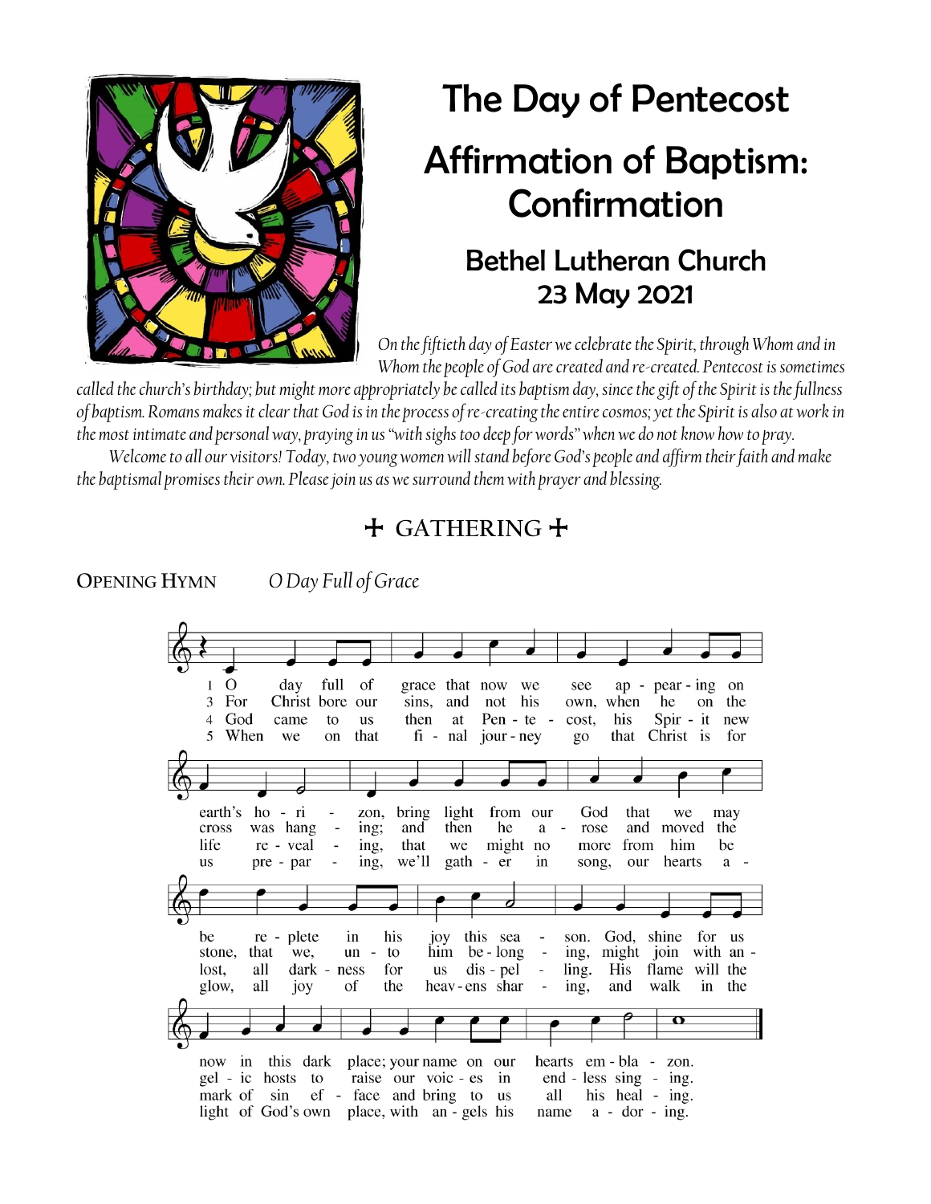# The Day of Pentecost

# Affirmation of Baptism: Confirmation

## Bethel Lutheran Church
## 23 May 2021

*On the fiftieth day of Easter we celebrate the Spirit, through Whom and in Whom the people of God are created and re-created. Pentecost is sometimes called the church's birthday; but might more appropriately be called its baptism day, since the gift of the Spirit is the fullness of baptism. Romans makes it clear that God is in the process of re-creating the entire cosmos; yet the Spirit is also at work in the most intimate and personal way, praying in us "with sighs too deep for words" when we do not know how to pray.*

*Welcome to all our visitors! Today, two young women will stand before God's people and affirm their faith and make the baptismal promises their own. Please join us as we surround them with prayer and blessing.*

## ✠ GATHERING ✠

**Opening Hymn** *O Day Full of Grace*

1 O day full of grace that now we see appearing on earth's horizon, bring light from our God that we may be replete in his joy this season. God, shine for us now in this dark place; your name on our hearts emblazon.

3 For Christ bore our sins, and not his own, when he on the cross was hanging; and then he arose and moved the stone, that we, unto him belonging, might join with angelic hosts to raise our voices in endless singing.

4 God came to us then at Pentecost, his Spirit new life revealing, that we might no more from him be lost, all darkness for us dispelling. His flame will the mark of sin efface and bring to us all his healing.

5 When we on that final journey go that Christ is for us preparing, we'll gather in song, our hearts aglow, all joy of the heavens sharing, and walk in the light of God's own place, with angels his name adoring.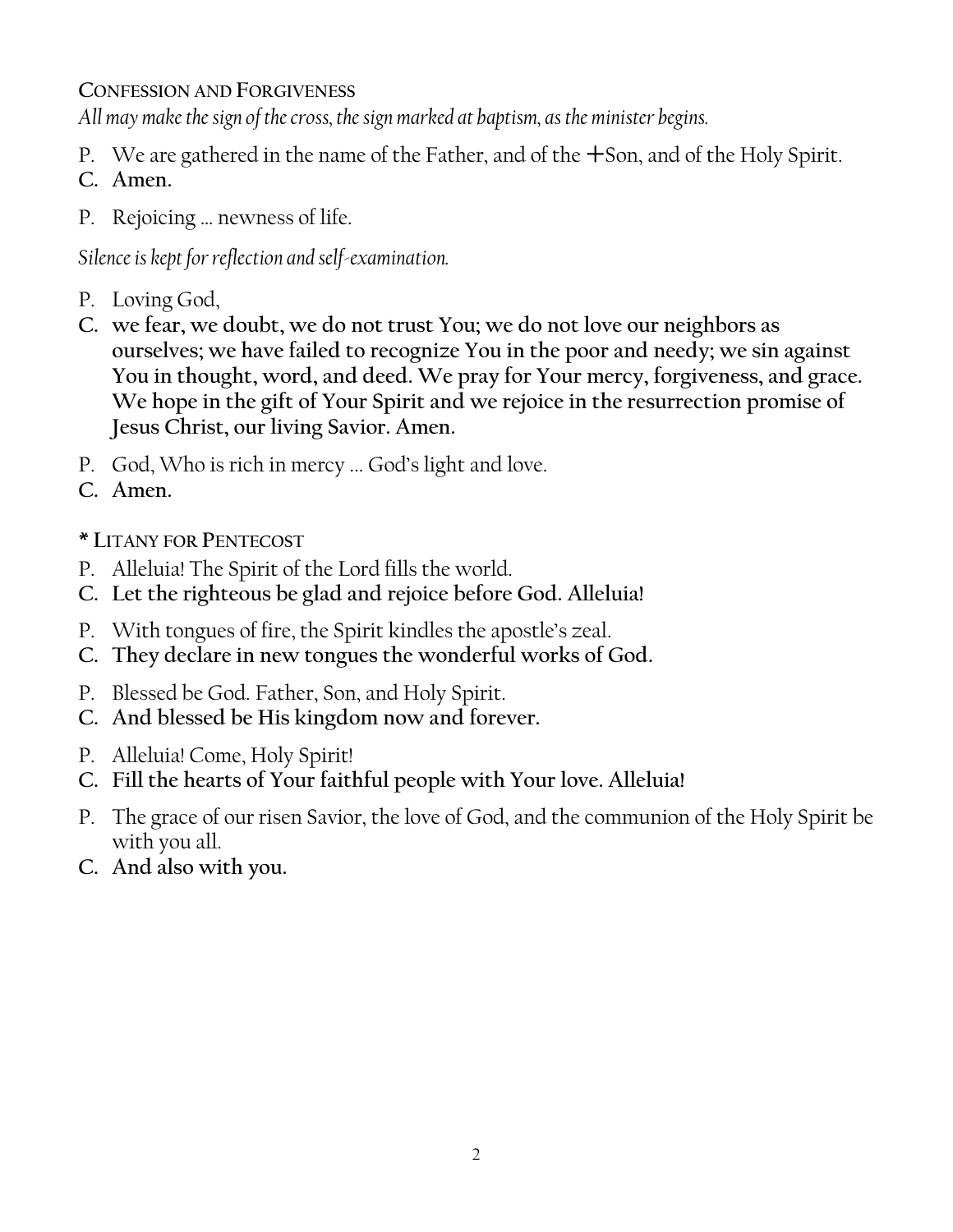## CONFESSION AND FORGIVENESS

*All may make the sign of the cross, the sign marked at baptism, as the minister begins.*

P. We are gathered in the name of the Father, and of the ☩Son, and of the Holy Spirit.
**C. Amen.**

P. Rejoicing … newness of life.

*Silence is kept for reflection and self-examination.*

P. Loving God,
**C. we fear, we doubt, we do not trust You; we do not love our neighbors as ourselves; we have failed to recognize You in the poor and needy; we sin against You in thought, word, and deed. We pray for Your mercy, forgiveness, and grace. We hope in the gift of Your Spirit and we rejoice in the resurrection promise of Jesus Christ, our living Savior. Amen.**

P. God, Who is rich in mercy … God's light and love.
**C. Amen.**

## * LITANY FOR PENTECOST

P. Alleluia! The Spirit of the Lord fills the world.
**C. Let the righteous be glad and rejoice before God. Alleluia!**

P. With tongues of fire, the Spirit kindles the apostle's zeal.
**C. They declare in new tongues the wonderful works of God.**

P. Blessed be God. Father, Son, and Holy Spirit.
**C. And blessed be His kingdom now and forever.**

P. Alleluia! Come, Holy Spirit!
**C. Fill the hearts of Your faithful people with Your love. Alleluia!**

P. The grace of our risen Savior, the love of God, and the communion of the Holy Spirit be with you all.
**C. And also with you.**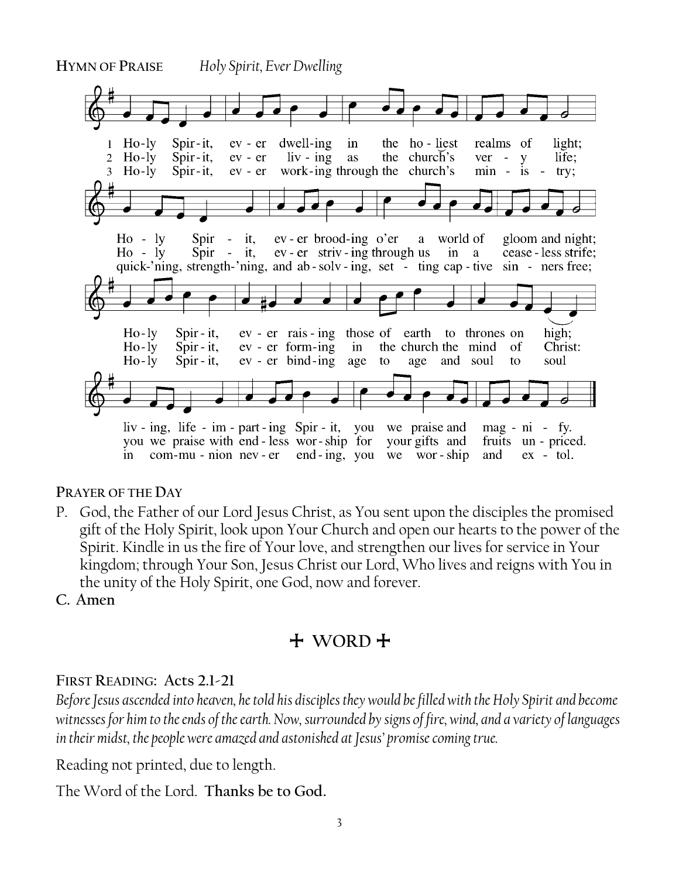**HYMN OF PRAISE** *Holy Spirit, Ever Dwelling*

1 Holy Spirit, ever dwelling in the holiest realms of light;
Holy Spirit, ever brooding o'er a world of gloom and night;
Holy Spirit, ever raising those of earth to thrones on high;
living, life-imparting Spirit, you we praise and magnify.

2 Holy Spirit, ever living as the church's very life;
Holy Spirit, ever striving through us in a ceaseless strife;
Holy Spirit, ever forming in the church the mind of Christ:
you we praise with endless worship for your gifts and fruits unpriced.

3 Holy Spirit, ever working through the church's ministry;
quick'ning, strength'ning, and absolving, setting captive sinners free;
Holy Spirit, ever binding age to age and soul to soul
in communion never ending, you we worship and extol.

**PRAYER OF THE DAY**

P. God, the Father of our Lord Jesus Christ, as You sent upon the disciples the promised gift of the Holy Spirit, look upon Your Church and open our hearts to the power of the Spirit. Kindle in us the fire of Your love, and strengthen our lives for service in Your kingdom; through Your Son, Jesus Christ our Lord, Who lives and reigns with You in the unity of the Holy Spirit, one God, now and forever.

**C. Amen**

## ✢ WORD ✢

**FIRST READING: Acts 2.1-21**

*Before Jesus ascended into heaven, he told his disciples they would be filled with the Holy Spirit and become witnesses for him to the ends of the earth. Now, surrounded by signs of fire, wind, and a variety of languages in their midst, the people were amazed and astonished at Jesus' promise coming true.*

Reading not printed, due to length.

The Word of the Lord. **Thanks be to God.**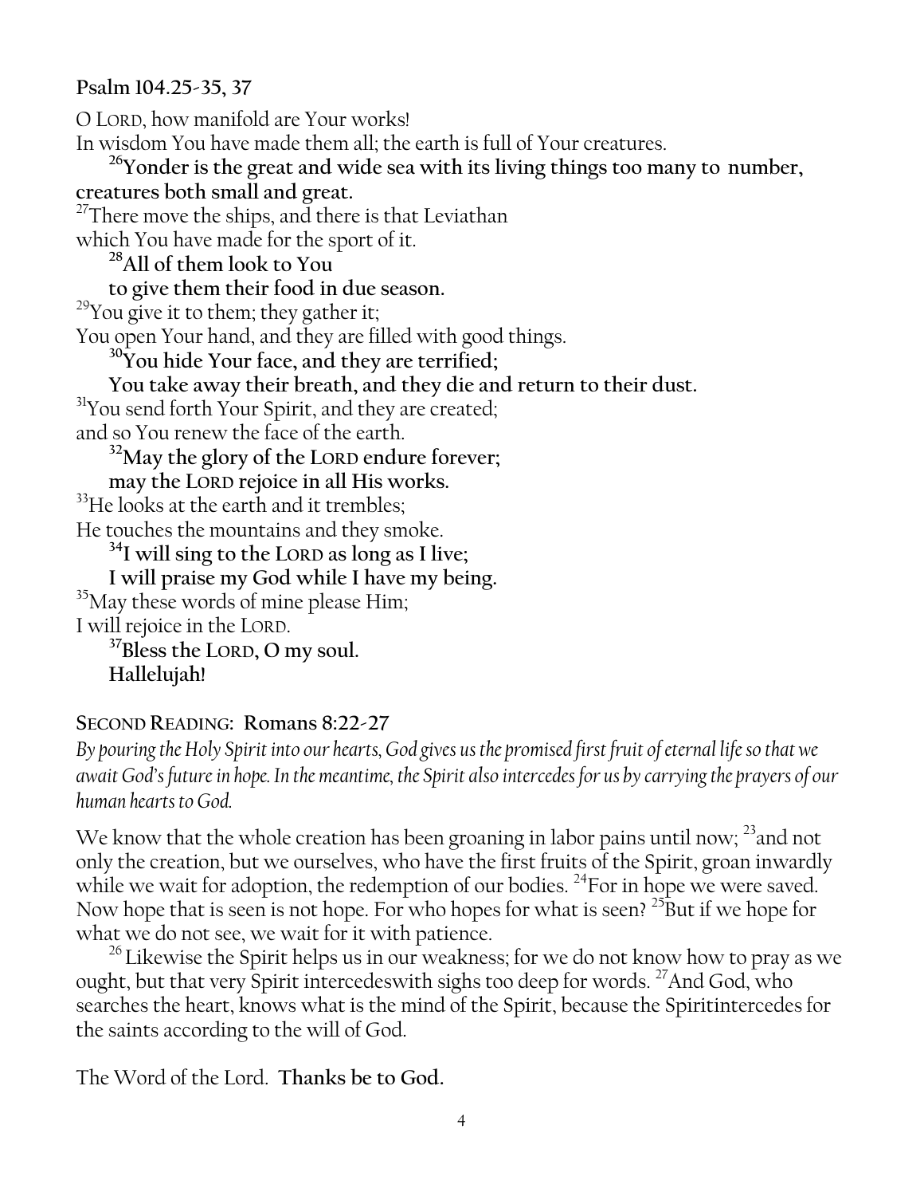**Psalm 104.25-35, 37**

O LORD, how manifold are Your works!
In wisdom You have made them all; the earth is full of Your creatures.

**[26]Yonder is the great and wide sea with its living things too many to number, creatures both small and great.**

[27]There move the ships, and there is that Leviathan
which You have made for the sport of it.

**[28]All of them look to You**
**to give them their food in due season.**

[29]You give it to them; they gather it;
You open Your hand, and they are filled with good things.

**[30]You hide Your face, and they are terrified;**
**You take away their breath, and they die and return to their dust.**

[31]You send forth Your Spirit, and they are created;
and so You renew the face of the earth.

**[32]May the glory of the LORD endure forever;**
**may the LORD rejoice in all His works.**

[33]He looks at the earth and it trembles;
He touches the mountains and they smoke.

**[34]I will sing to the LORD as long as I live;**
**I will praise my God while I have my being.**

[35]May these words of mine please Him;
I will rejoice in the LORD.

**[37]Bless the LORD, O my soul.**
**Hallelujah!**

**SECOND READING: Romans 8:22-27**

*By pouring the Holy Spirit into our hearts, God gives us the promised first fruit of eternal life so that we await God's future in hope. In the meantime, the Spirit also intercedes for us by carrying the prayers of our human hearts to God.*

We know that the whole creation has been groaning in labor pains until now; [23]and not only the creation, but we ourselves, who have the first fruits of the Spirit, groan inwardly while we wait for adoption, the redemption of our bodies. [24]For in hope we were saved. Now hope that is seen is not hope. For who hopes for what is seen? [25]But if we hope for what we do not see, we wait for it with patience.

[26] Likewise the Spirit helps us in our weakness; for we do not know how to pray as we ought, but that very Spirit intercedeswith sighs too deep for words. [27]And God, who searches the heart, knows what is the mind of the Spirit, because the Spiritintercedes for the saints according to the will of God.

The Word of the Lord. **Thanks be to God.**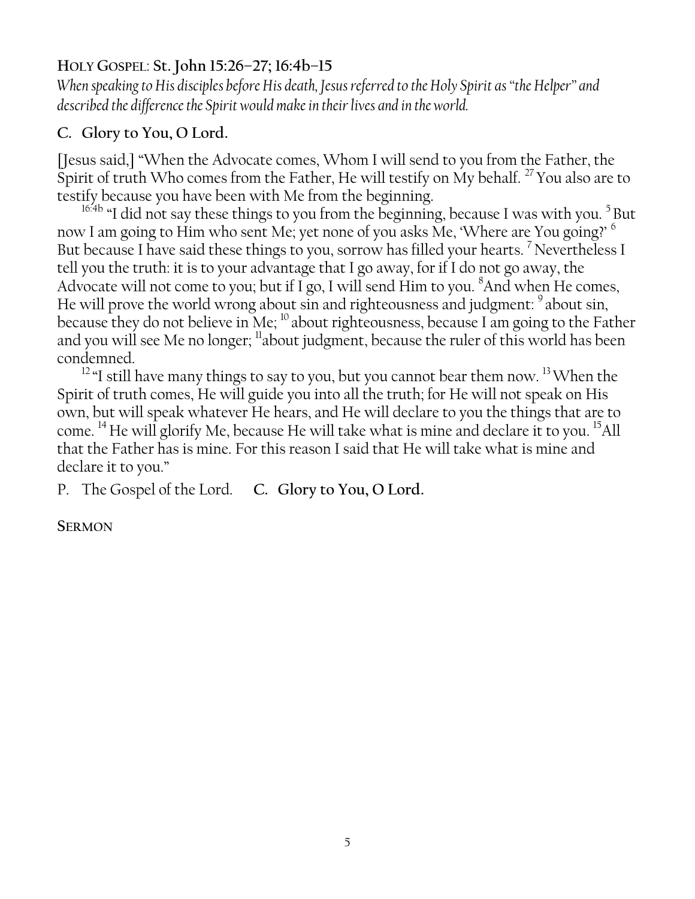**HOLY GOSPEL**: **St. John 15:26–27; 16:4b–15**

*When speaking to His disciples before His death, Jesus referred to the Holy Spirit as "the Helper" and described the difference the Spirit would make in their lives and in the world.*

**C. Glory to You, O Lord.**

[Jesus said,] "When the Advocate comes, Whom I will send to you from the Father, the Spirit of truth Who comes from the Father, He will testify on My behalf. [27] You also are to testify because you have been with Me from the beginning.

[16:4b] "I did not say these things to you from the beginning, because I was with you. [5] But now I am going to Him who sent Me; yet none of you asks Me, 'Where are You going?' [6] But because I have said these things to you, sorrow has filled your hearts. [7] Nevertheless I tell you the truth: it is to your advantage that I go away, for if I do not go away, the Advocate will not come to you; but if I go, I will send Him to you. [8] And when He comes, He will prove the world wrong about sin and righteousness and judgment: [9] about sin, because they do not believe in Me; [10] about righteousness, because I am going to the Father and you will see Me no longer; [11] about judgment, because the ruler of this world has been condemned.

[12] "I still have many things to say to you, but you cannot bear them now. [13] When the Spirit of truth comes, He will guide you into all the truth; for He will not speak on His own, but will speak whatever He hears, and He will declare to you the things that are to come. [14] He will glorify Me, because He will take what is mine and declare it to you. [15] All that the Father has is mine. For this reason I said that He will take what is mine and declare it to you."

P. The Gospel of the Lord. **C. Glory to You, O Lord.**

**SERMON**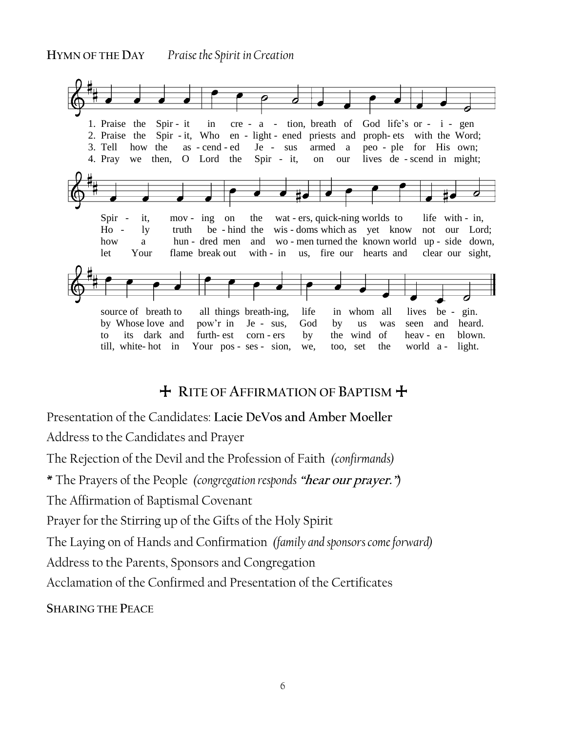**HYMN OF THE DAY** *Praise the Spirit in Creation*

1. Praise the Spirit in creation, breath of God life's origin Spirit, moving on the waters, quickening worlds to life within, source of breath to all things breathing, life in whom all lives begin.

2. Praise the Spirit, Who enlightened priests and prophets with the Word; Holy truth behind the wisdoms which as yet know not our Lord; by Whose love and pow'r in Jesus, God by us was seen and heard.

3. Tell how the ascended Jesus armed a people for His own; how a hundred men and women turned the known world upside down, to its dark and furthest corners by the wind of heaven blown.

4. Pray we then, O Lord the Spirit, on our lives descend in might; let Your flame break out within us, fire our hearts and clear our sight, till, white-hot in Your possession, we, too, set the world alight.

## ✠ RITE OF AFFIRMATION OF BAPTISM ✠

Presentation of the Candidates: **Lacie DeVos and Amber Moeller**

Address to the Candidates and Prayer

The Rejection of the Devil and the Profession of Faith *(confirmands)*

\* The Prayers of the People *(congregation responds* ***"hear our prayer."****)*

The Affirmation of Baptismal Covenant

Prayer for the Stirring up of the Gifts of the Holy Spirit

The Laying on of Hands and Confirmation *(family and sponsors come forward)*

Address to the Parents, Sponsors and Congregation

Acclamation of the Confirmed and Presentation of the Certificates

**SHARING THE PEACE**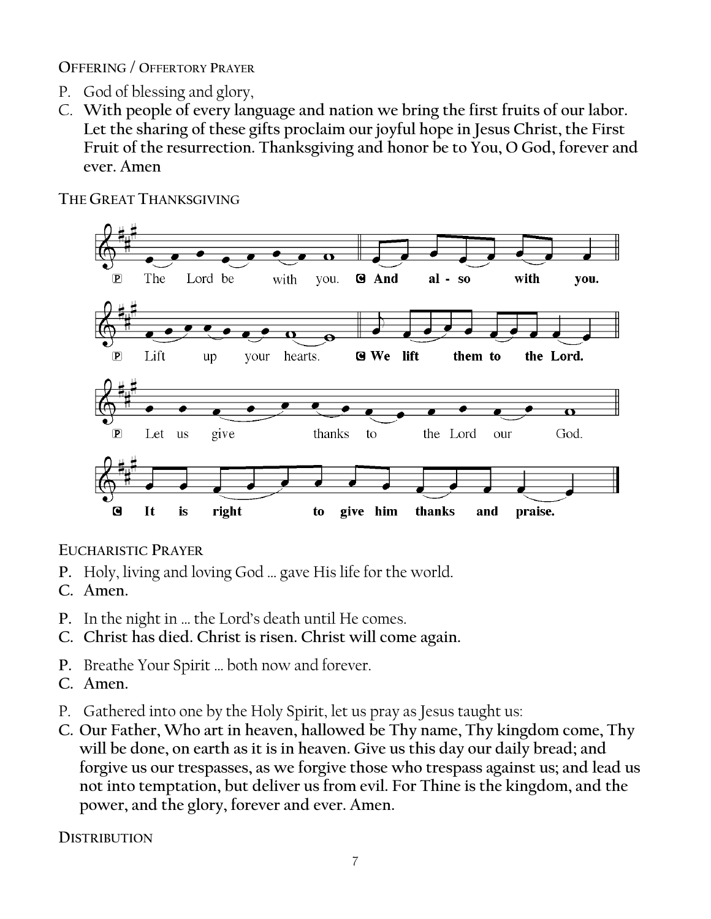**OFFERING / OFFERTORY PRAYER**

P. God of blessing and glory,

C. **With people of every language and nation we bring the first fruits of our labor. Let the sharing of these gifts proclaim our joyful hope in Jesus Christ, the First Fruit of the resurrection. Thanksgiving and honor be to You, O God, forever and ever. Amen**

**THE GREAT THANKSGIVING**

P The Lord be with you. **C And also with you.**

P Lift up your hearts. **C We lift them to the Lord.**

P Let us give thanks to the Lord our God.

**C It is right to give him thanks and praise.**

**EUCHARISTIC PRAYER**

**P.** Holy, living and loving God … gave His life for the world.

**C. Amen.**

**P.** In the night in … the Lord's death until He comes.

**C. Christ has died. Christ is risen. Christ will come again.**

**P.** Breathe Your Spirit … both now and forever.

**C. Amen.**

P. Gathered into one by the Holy Spirit, let us pray as Jesus taught us:

**C. Our Father, Who art in heaven, hallowed be Thy name, Thy kingdom come, Thy will be done, on earth as it is in heaven. Give us this day our daily bread; and forgive us our trespasses, as we forgive those who trespass against us; and lead us not into temptation, but deliver us from evil. For Thine is the kingdom, and the power, and the glory, forever and ever. Amen.**

**DISTRIBUTION**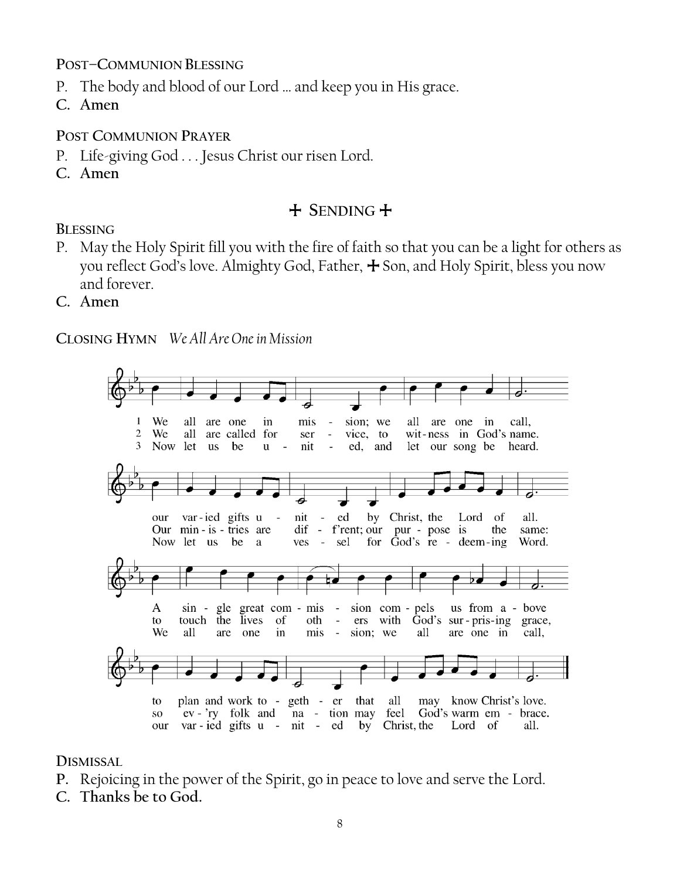**POST–COMMUNION BLESSING**

P. The body and blood of our Lord … and keep you in His grace.

**C. Amen**

**POST COMMUNION PRAYER**

P. Life-giving God . . . Jesus Christ our risen Lord.

**C. Amen**

## ☩ SENDING ☩

**BLESSING**

P. May the Holy Spirit fill you with the fire of faith so that you can be a light for others as you reflect God's love. Almighty God, Father, ☩ Son, and Holy Spirit, bless you now and forever.

**C. Amen**

**CLOSING HYMN** *We All Are One in Mission*

1 We all are one in mission; we all are one in call, our varied gifts united by Christ, the Lord of all. A single great commission compels us from above to plan and work together that all may know Christ's love.

2 We all are called for service, to witness in God's name. Our ministries are diff'rent; our purpose is the same: to touch the lives of others with God's surprising grace, so ev'ry folk and nation may feel God's warm embrace.

3 Now let us be united, and let our song be heard. Now let us be a vessel for God's redeeming Word. We all are one in mission; we all are one in call, our varied gifts united by Christ, the Lord of all.

**DISMISSAL**

**P.** Rejoicing in the power of the Spirit, go in peace to love and serve the Lord.

**C. Thanks be to God.**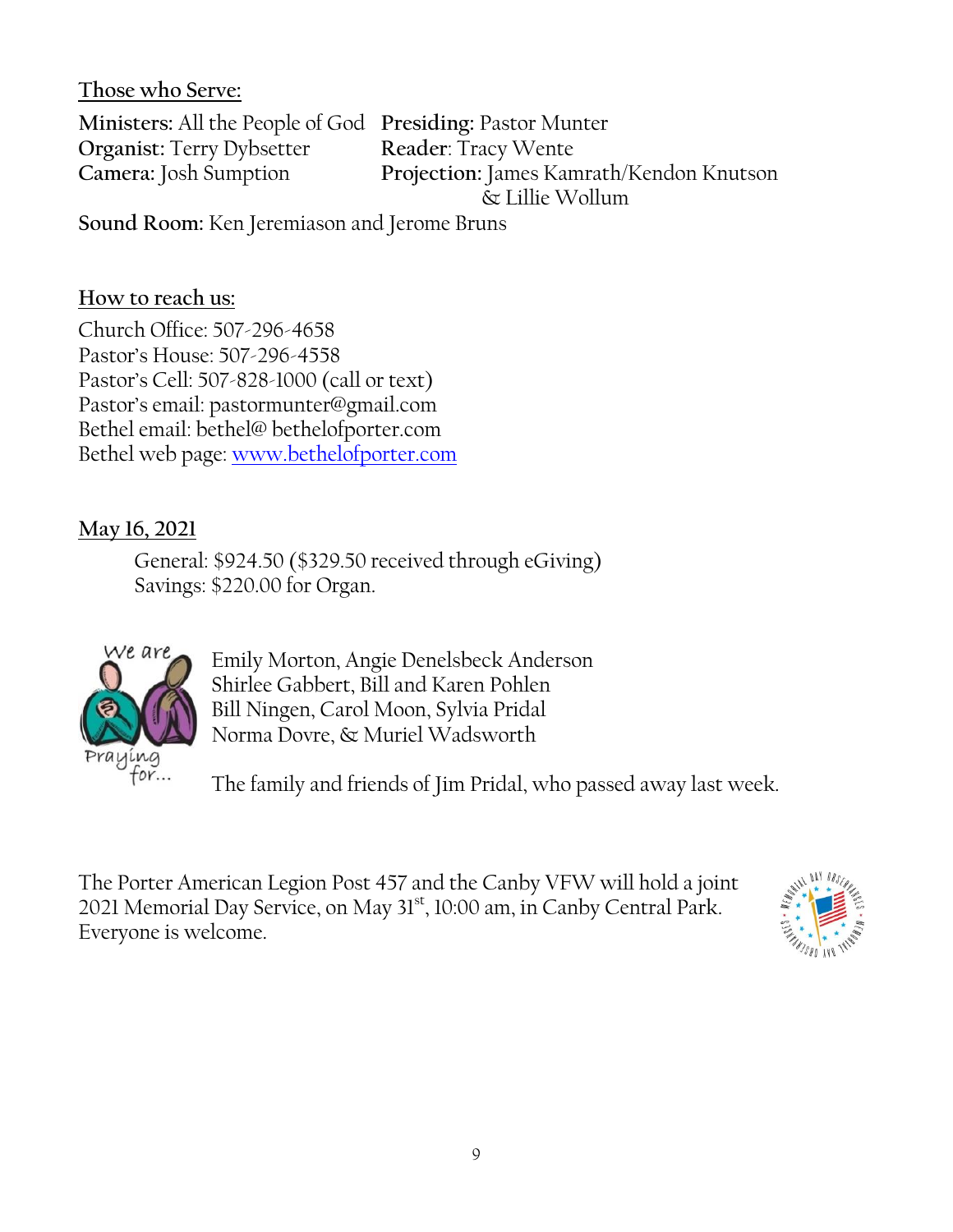## Those who Serve:

**Ministers:** All the People of God
**Presiding:** Pastor Munter
**Organist:** Terry Dybsetter
**Reader**: Tracy Wente
**Camera:** Josh Sumption
**Projection:** James Kamrath/Kendon Knutson & Lillie Wollum
**Sound Room:** Ken Jeremiason and Jerome Bruns

## How to reach us:

Church Office: 507-296-4658
Pastor's House: 507-296-4558
Pastor's Cell: 507-828-1000 (call or text)
Pastor's email: pastormunter@gmail.com
Bethel email: bethel@ bethelofporter.com
Bethel web page: www.bethelofporter.com

## May 16, 2021

General: $924.50 ($329.50 received through eGiving)
Savings: $220.00 for Organ.

We are Praying for...

Emily Morton, Angie Denelsbeck Anderson
Shirlee Gabbert, Bill and Karen Pohlen
Bill Ningen, Carol Moon, Sylvia Pridal
Norma Dovre, & Muriel Wadsworth

The family and friends of Jim Pridal, who passed away last week.

The Porter American Legion Post 457 and the Canby VFW will hold a joint 2021 Memorial Day Service, on May 31st, 10:00 am, in Canby Central Park. Everyone is welcome.